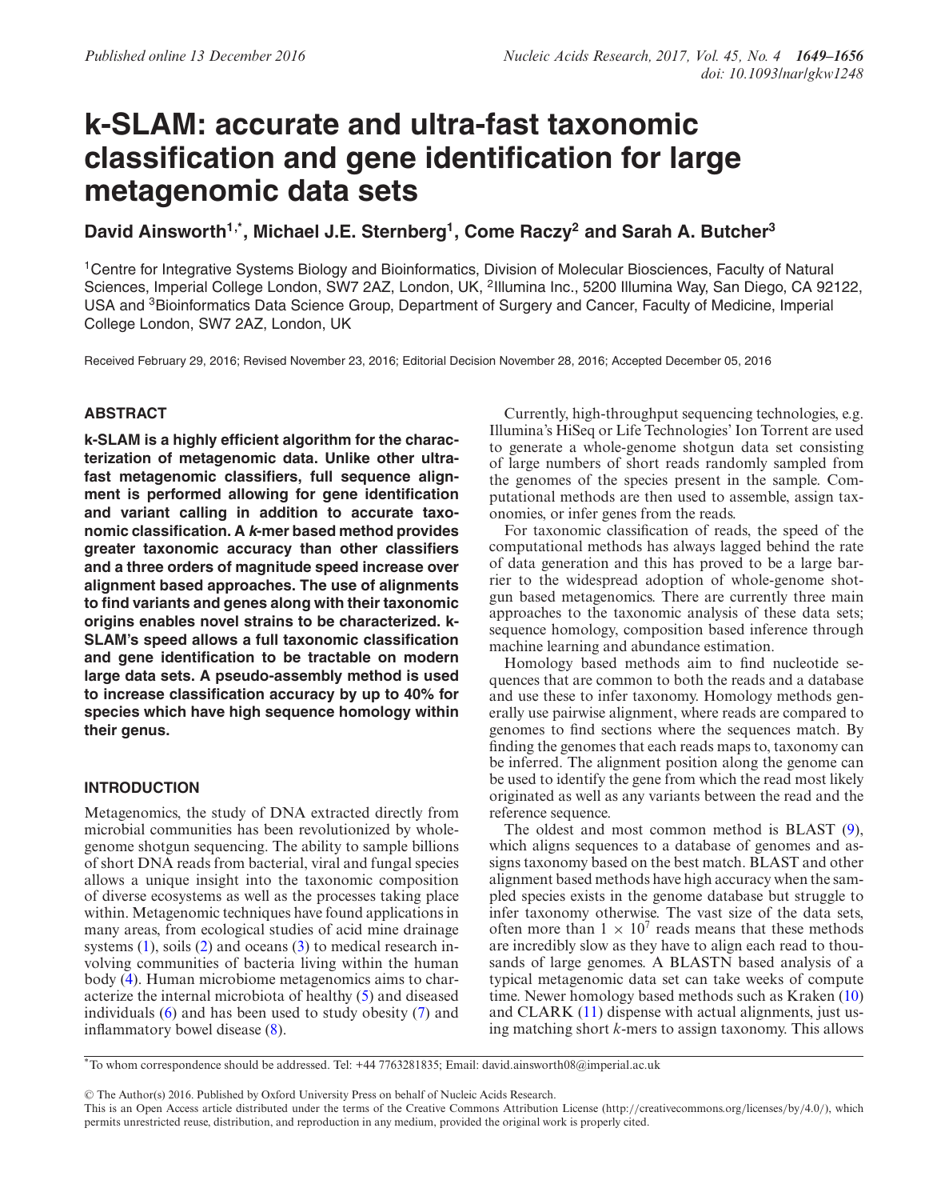# k-SLAM: accurate and ultra-fast taxonomic classification and gene identification for large metagenomic data sets

**David Ainsworth[1,*], Michael J.E. Sternberg[1], Come Raczy[2] and Sarah A. Butcher[3]**

[1]Centre for Integrative Systems Biology and Bioinformatics, Division of Molecular Biosciences, Faculty of Natural Sciences, Imperial College London, SW7 2AZ, London, UK, [2]Illumina Inc., 5200 Illumina Way, San Diego, CA 92122, USA and [3]Bioinformatics Data Science Group, Department of Surgery and Cancer, Faculty of Medicine, Imperial College London, SW7 2AZ, London, UK

Received February 29, 2016; Revised November 23, 2016; Editorial Decision November 28, 2016; Accepted December 05, 2016

## ABSTRACT

**k-SLAM is a highly efficient algorithm for the characterization of metagenomic data. Unlike other ultrafast metagenomic classifiers, full sequence alignment is performed allowing for gene identification and variant calling in addition to accurate taxonomic classification. A *k*-mer based method provides greater taxonomic accuracy than other classifiers and a three orders of magnitude speed increase over alignment based approaches. The use of alignments to find variants and genes along with their taxonomic origins enables novel strains to be characterized. k-SLAM's speed allows a full taxonomic classification and gene identification to be tractable on modern large data sets. A pseudo-assembly method is used to increase classification accuracy by up to 40% for species which have high sequence homology within their genus.**

## INTRODUCTION

Metagenomics, the study of DNA extracted directly from microbial communities has been revolutionized by whole-genome shotgun sequencing. The ability to sample billions of short DNA reads from bacterial, viral and fungal species allows a unique insight into the taxonomic composition of diverse ecosystems as well as the processes taking place within. Metagenomic techniques have found applications in many areas, from ecological studies of acid mine drainage systems (1), soils (2) and oceans (3) to medical research involving communities of bacteria living within the human body (4). Human microbiome metagenomics aims to characterize the internal microbiota of healthy (5) and diseased individuals (6) and has been used to study obesity (7) and inflammatory bowel disease (8).

Currently, high-throughput sequencing technologies, e.g. Illumina's HiSeq or Life Technologies' Ion Torrent are used to generate a whole-genome shotgun data set consisting of large numbers of short reads randomly sampled from the genomes of the species present in the sample. Computational methods are then used to assemble, assign taxonomies, or infer genes from the reads.

For taxonomic classification of reads, the speed of the computational methods has always lagged behind the rate of data generation and this has proved to be a large barrier to the widespread adoption of whole-genome shotgun based metagenomics. There are currently three main approaches to the taxonomic analysis of these data sets; sequence homology, composition based inference through machine learning and abundance estimation.

Homology based methods aim to find nucleotide sequences that are common to both the reads and a database and use these to infer taxonomy. Homology methods generally use pairwise alignment, where reads are compared to genomes to find sections where the sequences match. By finding the genomes that each reads maps to, taxonomy can be inferred. The alignment position along the genome can be used to identify the gene from which the read most likely originated as well as any variants between the read and the reference sequence.

The oldest and most common method is BLAST (9), which aligns sequences to a database of genomes and assigns taxonomy based on the best match. BLAST and other alignment based methods have high accuracy when the sampled species exists in the genome database but struggle to infer taxonomy otherwise. The vast size of the data sets, often more than $1 \times 10^7$ reads means that these methods are incredibly slow as they have to align each read to thousands of large genomes. A BLASTN based analysis of a typical metagenomic data set can take weeks of compute time. Newer homology based methods such as Kraken (10) and CLARK (11) dispense with actual alignments, just using matching short *k*-mers to assign taxonomy. This allows

*To whom correspondence should be addressed. Tel: +44 7763281835; Email: david.ainsworth08@imperial.ac.uk

© The Author(s) 2016. Published by Oxford University Press on behalf of Nucleic Acids Research.
This is an Open Access article distributed under the terms of the Creative Commons Attribution License (http://creativecommons.org/licenses/by/4.0/), which permits unrestricted reuse, distribution, and reproduction in any medium, provided the original work is properly cited.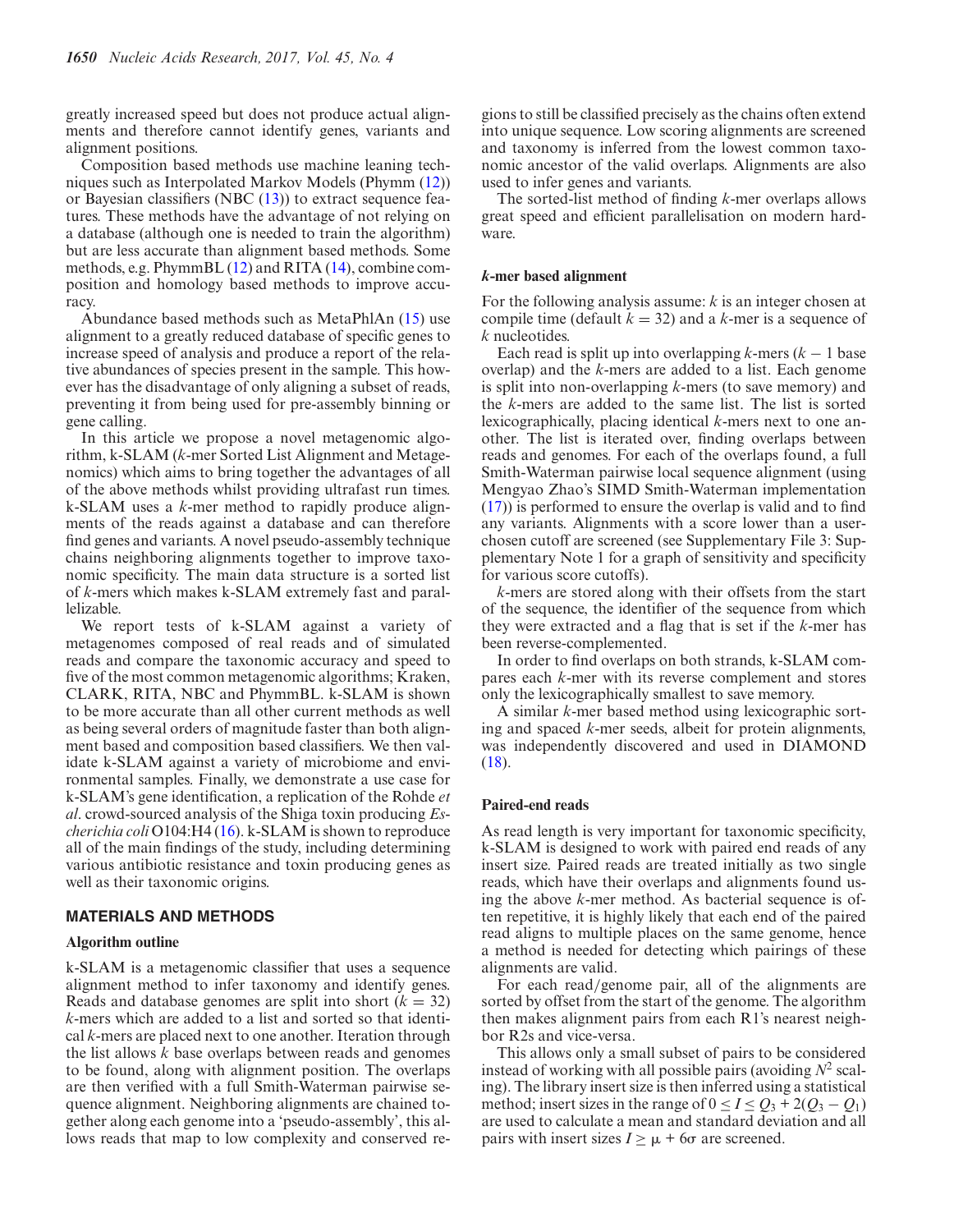greatly increased speed but does not produce actual alignments and therefore cannot identify genes, variants and alignment positions.

Composition based methods use machine leaning techniques such as Interpolated Markov Models (Phymm (12)) or Bayesian classifiers (NBC (13)) to extract sequence features. These methods have the advantage of not relying on a database (although one is needed to train the algorithm) but are less accurate than alignment based methods. Some methods, e.g. PhymmBL (12) and RITA (14), combine composition and homology based methods to improve accuracy.

Abundance based methods such as MetaPhlAn (15) use alignment to a greatly reduced database of specific genes to increase speed of analysis and produce a report of the relative abundances of species present in the sample. This however has the disadvantage of only aligning a subset of reads, preventing it from being used for pre-assembly binning or gene calling.

In this article we propose a novel metagenomic algorithm, k-SLAM (*k*-mer Sorted List Alignment and Metagenomics) which aims to bring together the advantages of all of the above methods whilst providing ultrafast run times. k-SLAM uses a *k*-mer method to rapidly produce alignments of the reads against a database and can therefore find genes and variants. A novel pseudo-assembly technique chains neighboring alignments together to improve taxonomic specificity. The main data structure is a sorted list of *k*-mers which makes k-SLAM extremely fast and parallelizable.

We report tests of k-SLAM against a variety of metagenomes composed of real reads and of simulated reads and compare the taxonomic accuracy and speed to five of the most common metagenomic algorithms; Kraken, CLARK, RITA, NBC and PhymmBL. k-SLAM is shown to be more accurate than all other current methods as well as being several orders of magnitude faster than both alignment based and composition based classifiers. We then validate k-SLAM against a variety of microbiome and environmental samples. Finally, we demonstrate a use case for k-SLAM's gene identification, a replication of the Rohde *et al*. crowd-sourced analysis of the Shiga toxin producing *Escherichia coli* O104:H4 (16). k-SLAM is shown to reproduce all of the main findings of the study, including determining various antibiotic resistance and toxin producing genes as well as their taxonomic origins.

## MATERIALS AND METHODS

### Algorithm outline

k-SLAM is a metagenomic classifier that uses a sequence alignment method to infer taxonomy and identify genes. Reads and database genomes are split into short ($k = 32$) *k*-mers which are added to a list and sorted so that identical *k*-mers are placed next to one another. Iteration through the list allows *k* base overlaps between reads and genomes to be found, along with alignment position. The overlaps are then verified with a full Smith-Waterman pairwise sequence alignment. Neighboring alignments are chained together along each genome into a 'pseudo-assembly', this allows reads that map to low complexity and conserved regions to still be classified precisely as the chains often extend into unique sequence. Low scoring alignments are screened and taxonomy is inferred from the lowest common taxonomic ancestor of the valid overlaps. Alignments are also used to infer genes and variants.

The sorted-list method of finding *k*-mer overlaps allows great speed and efficient parallelisation on modern hardware.

### *k*-mer based alignment

For the following analysis assume: *k* is an integer chosen at compile time (default $k = 32$) and a *k*-mer is a sequence of *k* nucleotides.

Each read is split up into overlapping *k*-mers ($k - 1$ base overlap) and the *k*-mers are added to a list. Each genome is split into non-overlapping *k*-mers (to save memory) and the *k*-mers are added to the same list. The list is sorted lexicographically, placing identical *k*-mers next to one another. The list is iterated over, finding overlaps between reads and genomes. For each of the overlaps found, a full Smith-Waterman pairwise local sequence alignment (using Mengyao Zhao's SIMD Smith-Waterman implementation (17)) is performed to ensure the overlap is valid and to find any variants. Alignments with a score lower than a user-chosen cutoff are screened (see Supplementary File 3: Supplementary Note 1 for a graph of sensitivity and specificity for various score cutoffs).

*k*-mers are stored along with their offsets from the start of the sequence, the identifier of the sequence from which they were extracted and a flag that is set if the *k*-mer has been reverse-complemented.

In order to find overlaps on both strands, k-SLAM compares each *k*-mer with its reverse complement and stores only the lexicographically smallest to save memory.

A similar *k*-mer based method using lexicographic sorting and spaced *k*-mer seeds, albeit for protein alignments, was independently discovered and used in DIAMOND (18).

### Paired-end reads

As read length is very important for taxonomic specificity, k-SLAM is designed to work with paired end reads of any insert size. Paired reads are treated initially as two single reads, which have their overlaps and alignments found using the above *k*-mer method. As bacterial sequence is often repetitive, it is highly likely that each end of the paired read aligns to multiple places on the same genome, hence a method is needed for detecting which pairings of these alignments are valid.

For each read/genome pair, all of the alignments are sorted by offset from the start of the genome. The algorithm then makes alignment pairs from each R1's nearest neighbor R2s and vice-versa.

This allows only a small subset of pairs to be considered instead of working with all possible pairs (avoiding $N^2$ scaling). The library insert size is then inferred using a statistical method; insert sizes in the range of $0 \leq I \leq Q_3 + 2(Q_3 - Q_1)$ are used to calculate a mean and standard deviation and all pairs with insert sizes $I \geq \mu + 6\sigma$ are screened.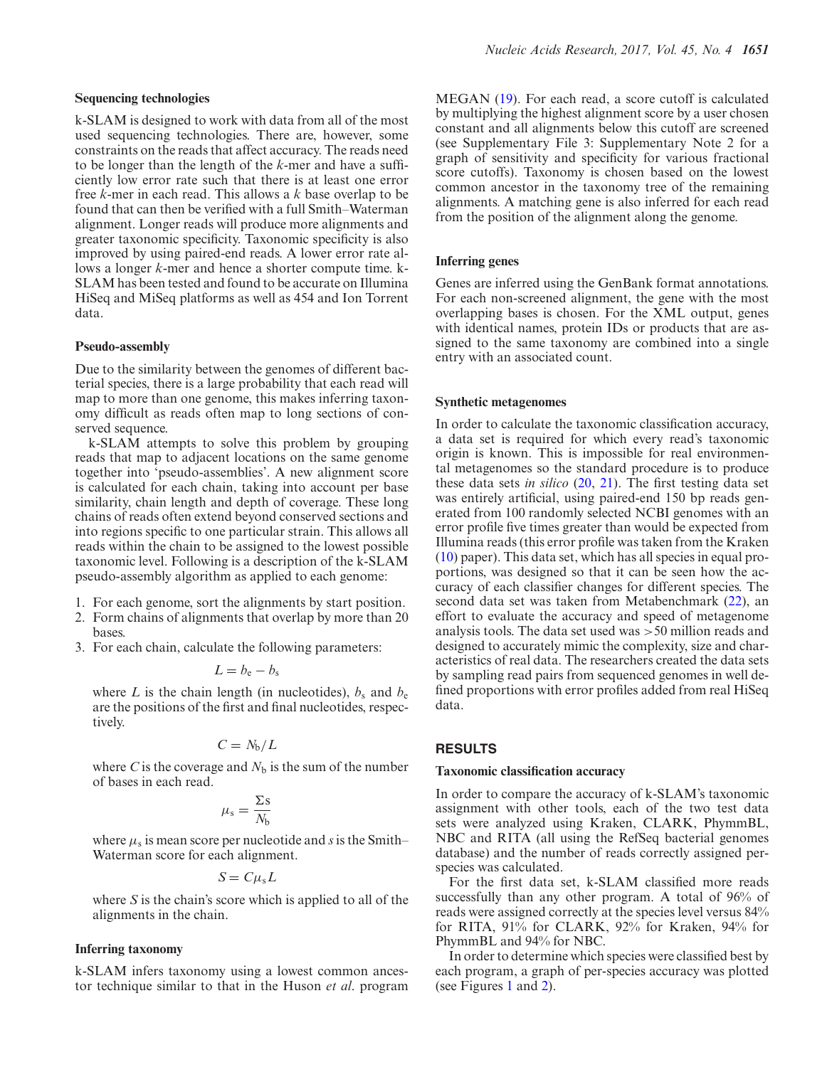### Sequencing technologies

k-SLAM is designed to work with data from all of the most used sequencing technologies. There are, however, some constraints on the reads that affect accuracy. The reads need to be longer than the length of the $k$-mer and have a sufficiently low error rate such that there is at least one error free $k$-mer in each read. This allows a $k$ base overlap to be found that can then be verified with a full Smith–Waterman alignment. Longer reads will produce more alignments and greater taxonomic specificity. Taxonomic specificity is also improved by using paired-end reads. A lower error rate allows a longer $k$-mer and hence a shorter compute time. k-SLAM has been tested and found to be accurate on Illumina HiSeq and MiSeq platforms as well as 454 and Ion Torrent data.

### Pseudo-assembly

Due to the similarity between the genomes of different bacterial species, there is a large probability that each read will map to more than one genome, this makes inferring taxonomy difficult as reads often map to long sections of conserved sequence.

k-SLAM attempts to solve this problem by grouping reads that map to adjacent locations on the same genome together into 'pseudo-assemblies'. A new alignment score is calculated for each chain, taking into account per base similarity, chain length and depth of coverage. These long chains of reads often extend beyond conserved sections and into regions specific to one particular strain. This allows all reads within the chain to be assigned to the lowest possible taxonomic level. Following is a description of the k-SLAM pseudo-assembly algorithm as applied to each genome:

1. For each genome, sort the alignments by start position.
2. Form chains of alignments that overlap by more than 20 bases.
3. For each chain, calculate the following parameters:

$$L = b_e - b_s$$

where $L$ is the chain length (in nucleotides), $b_s$ and $b_e$ are the positions of the first and final nucleotides, respectively.

$$C = N_b / L$$

where $C$ is the coverage and $N_b$ is the sum of the number of bases in each read.

$$\mu_s = \frac{\Sigma s}{N_b}$$

where $\mu_s$ is mean score per nucleotide and $s$ is the Smith–Waterman score for each alignment.

$$S = C\mu_s L$$

where $S$ is the chain's score which is applied to all of the alignments in the chain.

### Inferring taxonomy

k-SLAM infers taxonomy using a lowest common ancestor technique similar to that in the Huson *et al.* program MEGAN (19). For each read, a score cutoff is calculated by multiplying the highest alignment score by a user chosen constant and all alignments below this cutoff are screened (see Supplementary File 3: Supplementary Note 2 for a graph of sensitivity and specificity for various fractional score cutoffs). Taxonomy is chosen based on the lowest common ancestor in the taxonomy tree of the remaining alignments. A matching gene is also inferred for each read from the position of the alignment along the genome.

### Inferring genes

Genes are inferred using the GenBank format annotations. For each non-screened alignment, the gene with the most overlapping bases is chosen. For the XML output, genes with identical names, protein IDs or products that are assigned to the same taxonomy are combined into a single entry with an associated count.

### Synthetic metagenomes

In order to calculate the taxonomic classification accuracy, a data set is required for which every read's taxonomic origin is known. This is impossible for real environmental metagenomes so the standard procedure is to produce these data sets *in silico* (20, 21). The first testing data set was entirely artificial, using paired-end 150 bp reads generated from 100 randomly selected NCBI genomes with an error profile five times greater than would be expected from Illumina reads (this error profile was taken from the Kraken (10) paper). This data set, which has all species in equal proportions, was designed so that it can be seen how the accuracy of each classifier changes for different species. The second data set was taken from Metabenchmark (22), an effort to evaluate the accuracy and speed of metagenome analysis tools. The data set used was >50 million reads and designed to accurately mimic the complexity, size and characteristics of real data. The researchers created the data sets by sampling read pairs from sequenced genomes in well defined proportions with error profiles added from real HiSeq data.

## RESULTS

### Taxonomic classification accuracy

In order to compare the accuracy of k-SLAM's taxonomic assignment with other tools, each of the two test data sets were analyzed using Kraken, CLARK, PhymmBL, NBC and RITA (all using the RefSeq bacterial genomes database) and the number of reads correctly assigned per-species was calculated.

For the first data set, k-SLAM classified more reads successfully than any other program. A total of 96% of reads were assigned correctly at the species level versus 84% for RITA, 91% for CLARK, 92% for Kraken, 94% for PhymmBL and 94% for NBC.

In order to determine which species were classified best by each program, a graph of per-species accuracy was plotted (see Figures 1 and 2).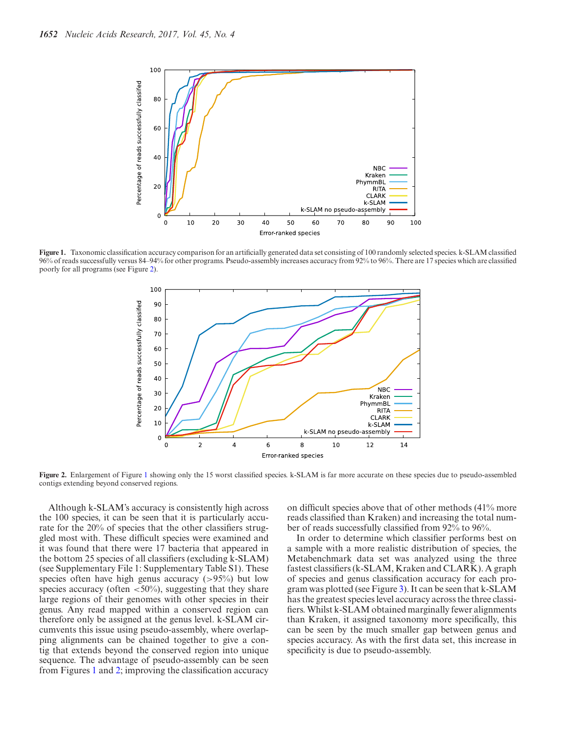**Figure 1.** Taxonomic classification accuracy comparison for an artificially generated data set consisting of 100 randomly selected species. k-SLAM classified 96% of reads successfully versus 84–94% for other programs. Pseudo-assembly increases accuracy from 92% to 96%. There are 17 species which are classified poorly for all programs (see Figure 2).

**Figure 2.** Enlargement of Figure 1 showing only the 15 worst classified species. k-SLAM is far more accurate on these species due to pseudo-assembled contigs extending beyond conserved regions.

Although k-SLAM's accuracy is consistently high across the 100 species, it can be seen that it is particularly accurate for the 20% of species that the other classifiers struggled most with. These difficult species were examined and it was found that there were 17 bacteria that appeared in the bottom 25 species of all classifiers (excluding k-SLAM) (see Supplementary File 1: Supplementary Table S1). These species often have high genus accuracy (>95%) but low species accuracy (often <50%), suggesting that they share large regions of their genomes with other species in their genus. Any read mapped within a conserved region can therefore only be assigned at the genus level. k-SLAM circumvents this issue using pseudo-assembly, where overlapping alignments can be chained together to give a contig that extends beyond the conserved region into unique sequence. The advantage of pseudo-assembly can be seen from Figures 1 and 2; improving the classification accuracy on difficult species above that of other methods (41% more reads classified than Kraken) and increasing the total number of reads successfully classified from 92% to 96%.

In order to determine which classifier performs best on a sample with a more realistic distribution of species, the Metabenchmark data set was analyzed using the three fastest classifiers (k-SLAM, Kraken and CLARK). A graph of species and genus classification accuracy for each program was plotted (see Figure 3). It can be seen that k-SLAM has the greatest species level accuracy across the three classifiers. Whilst k-SLAM obtained marginally fewer alignments than Kraken, it assigned taxonomy more specifically, this can be seen by the much smaller gap between genus and species accuracy. As with the first data set, this increase in specificity is due to pseudo-assembly.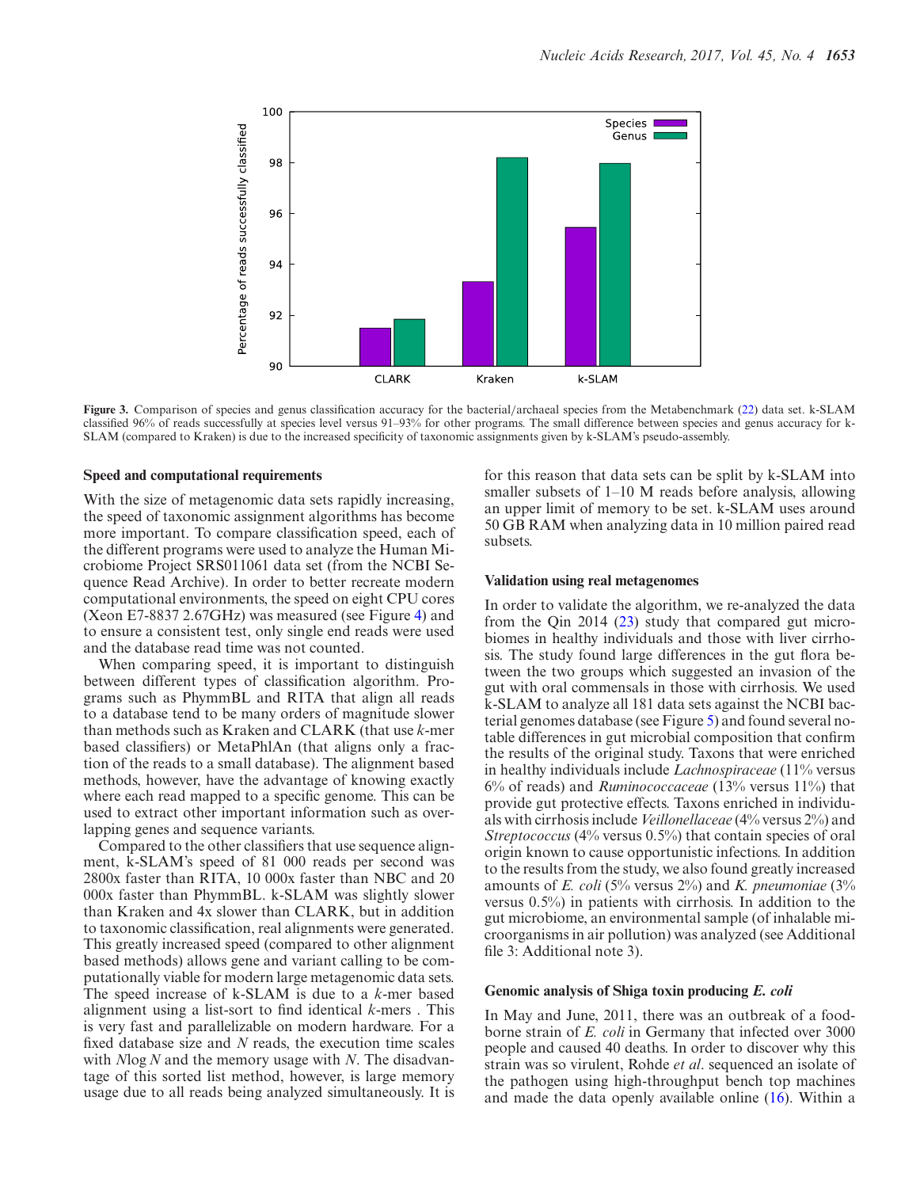**Figure 3.** Comparison of species and genus classification accuracy for the bacterial/archaeal species from the Metabenchmark (22) data set. k-SLAM classified 96% of reads successfully at species level versus 91–93% for other programs. The small difference between species and genus accuracy for k-SLAM (compared to Kraken) is due to the increased specificity of taxonomic assignments given by k-SLAM's pseudo-assembly.

### Speed and computational requirements

With the size of metagenomic data sets rapidly increasing, the speed of taxonomic assignment algorithms has become more important. To compare classification speed, each of the different programs were used to analyze the Human Microbiome Project SRS011061 data set (from the NCBI Sequence Read Archive). In order to better recreate modern computational environments, the speed on eight CPU cores (Xeon E7-8837 2.67GHz) was measured (see Figure 4) and to ensure a consistent test, only single end reads were used and the database read time was not counted.

When comparing speed, it is important to distinguish between different types of classification algorithm. Programs such as PhymmBL and RITA that align all reads to a database tend to be many orders of magnitude slower than methods such as Kraken and CLARK (that use $k$-mer based classifiers) or MetaPhlAn (that aligns only a fraction of the reads to a small database). The alignment based methods, however, have the advantage of knowing exactly where each read mapped to a specific genome. This can be used to extract other important information such as overlapping genes and sequence variants.

Compared to the other classifiers that use sequence alignment, k-SLAM's speed of 81 000 reads per second was 2800x faster than RITA, 10 000x faster than NBC and 20 000x faster than PhymmBL. k-SLAM was slightly slower than Kraken and 4x slower than CLARK, but in addition to taxonomic classification, real alignments were generated. This greatly increased speed (compared to other alignment based methods) allows gene and variant calling to be computationally viable for modern large metagenomic data sets. The speed increase of k-SLAM is due to a $k$-mer based alignment using a list-sort to find identical $k$-mers . This is very fast and parallelizable on modern hardware. For a fixed database size and $N$ reads, the execution time scales with $N \log N$ and the memory usage with $N$. The disadvantage of this sorted list method, however, is large memory usage due to all reads being analyzed simultaneously. It is for this reason that data sets can be split by k-SLAM into smaller subsets of 1–10 M reads before analysis, allowing an upper limit of memory to be set. k-SLAM uses around 50 GB RAM when analyzing data in 10 million paired read subsets.

### Validation using real metagenomes

In order to validate the algorithm, we re-analyzed the data from the Qin 2014 (23) study that compared gut microbiomes in healthy individuals and those with liver cirrhosis. The study found large differences in the gut flora between the two groups which suggested an invasion of the gut with oral commensals in those with cirrhosis. We used k-SLAM to analyze all 181 data sets against the NCBI bacterial genomes database (see Figure 5) and found several notable differences in gut microbial composition that confirm the results of the original study. Taxons that were enriched in healthy individuals include *Lachnospiraceae* (11% versus 6% of reads) and *Ruminococcaceae* (13% versus 11%) that provide gut protective effects. Taxons enriched in individuals with cirrhosis include *Veillonellaceae* (4% versus 2%) and *Streptococcus* (4% versus 0.5%) that contain species of oral origin known to cause opportunistic infections. In addition to the results from the study, we also found greatly increased amounts of *E. coli* (5% versus 2%) and *K. pneumoniae* (3% versus 0.5%) in patients with cirrhosis. In addition to the gut microbiome, an environmental sample (of inhalable microorganisms in air pollution) was analyzed (see Additional file 3: Additional note 3).

### Genomic analysis of Shiga toxin producing *E. coli*

In May and June, 2011, there was an outbreak of a food-borne strain of *E. coli* in Germany that infected over 3000 people and caused 40 deaths. In order to discover why this strain was so virulent, Rohde *et al*. sequenced an isolate of the pathogen using high-throughput bench top machines and made the data openly available online (16). Within a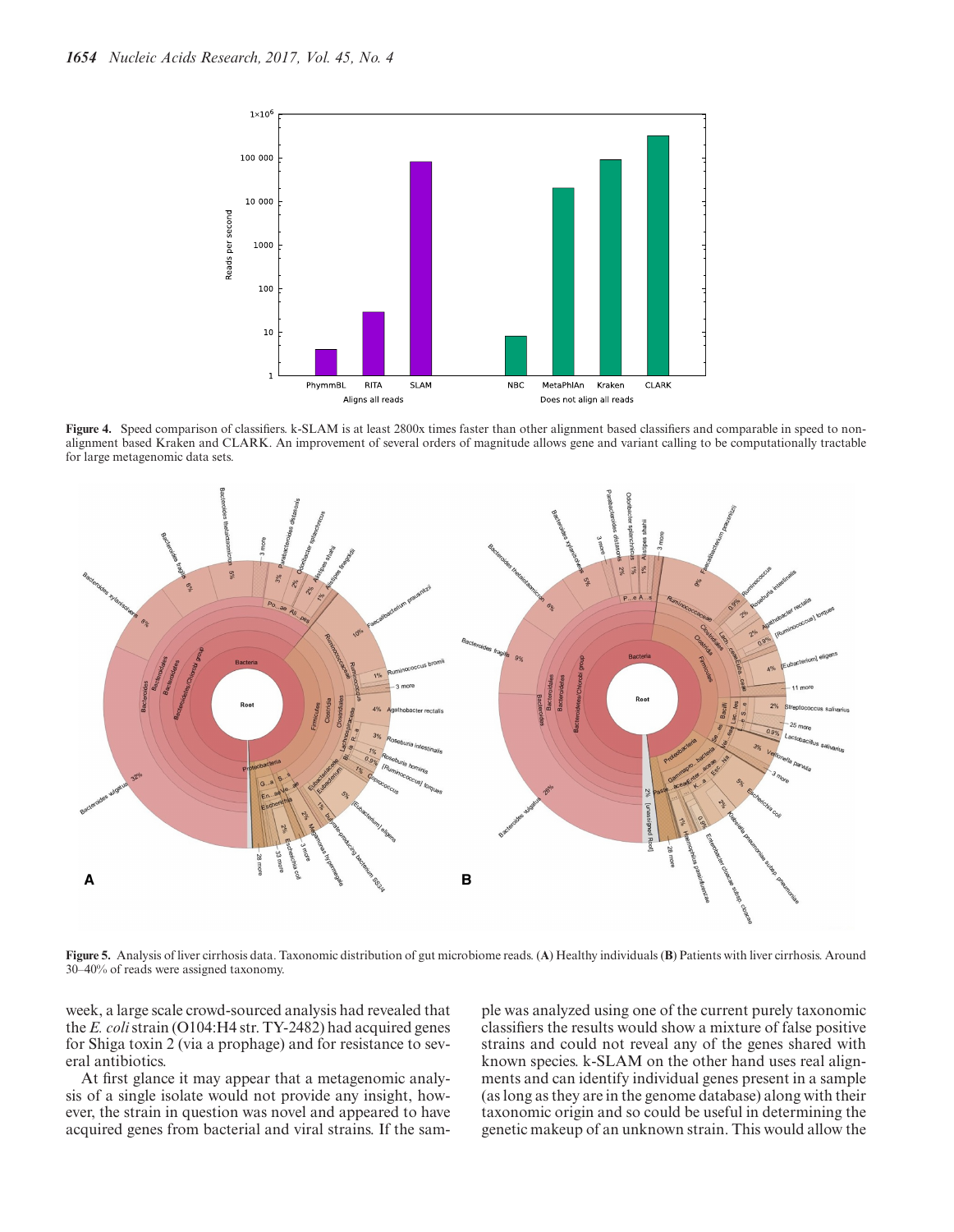**Figure 4.** Speed comparison of classifiers. k-SLAM is at least 2800x times faster than other alignment based classifiers and comparable in speed to non-alignment based Kraken and CLARK. An improvement of several orders of magnitude allows gene and variant calling to be computationally tractable for large metagenomic data sets.

**Figure 5.** Analysis of liver cirrhosis data. Taxonomic distribution of gut microbiome reads. (**A**) Healthy individuals (**B**) Patients with liver cirrhosis. Around 30–40% of reads were assigned taxonomy.

week, a large scale crowd-sourced analysis had revealed that the *E. coli* strain (O104:H4 str. TY-2482) had acquired genes for Shiga toxin 2 (via a prophage) and for resistance to several antibiotics.

At first glance it may appear that a metagenomic analysis of a single isolate would not provide any insight, however, the strain in question was novel and appeared to have acquired genes from bacterial and viral strains. If the sample was analyzed using one of the current purely taxonomic classifiers the results would show a mixture of false positive strains and could not reveal any of the genes shared with known species. k-SLAM on the other hand uses real alignments and can identify individual genes present in a sample (as long as they are in the genome database) along with their taxonomic origin and so could be useful in determining the genetic makeup of an unknown strain. This would allow the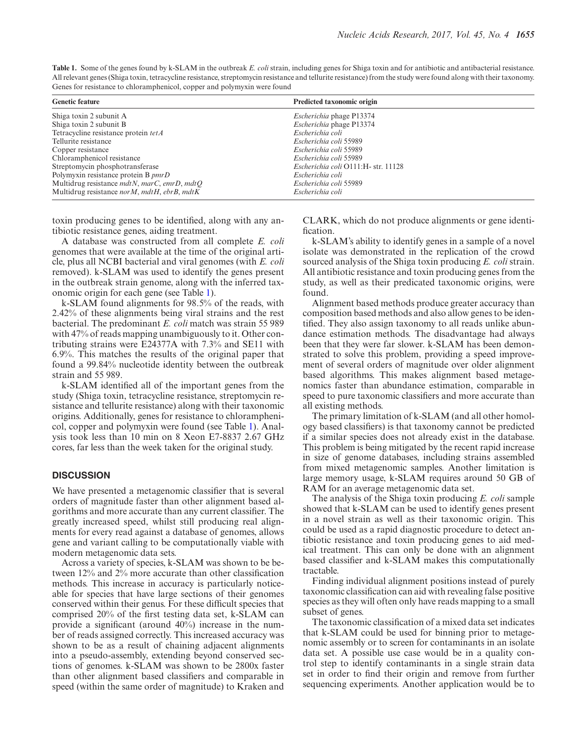**Table 1.** Some of the genes found by k-SLAM in the outbreak *E. coli* strain, including genes for Shiga toxin and for antibiotic and antibacterial resistance. All relevant genes (Shiga toxin, tetracycline resistance, streptomycin resistance and tellurite resistance) from the study were found along with their taxonomy. Genes for resistance to chloramphenicol, copper and polymyxin were found

| Genetic feature | Predicted taxonomic origin |
|---|---|
| Shiga toxin 2 subunit A | *Escherichia* phage P13374 |
| Shiga toxin 2 subunit B | *Escherichia* phage P13374 |
| Tetracycline resistance protein *tetA* | *Escherichia coli* |
| Tellurite resistance | *Escherichia coli* 55989 |
| Copper resistance | *Escherichia coli* 55989 |
| Chloramphenicol resistance | *Escherichia coli* 55989 |
| Streptomycin phosphotransferase | *Escherichia coli* O111:H- str. 11128 |
| Polymyxin resistance protein B *pmrD* | *Escherichia coli* |
| Multidrug resistance *mdtN*, *marC*, *emrD*, *mdtQ* | *Escherichia coli* 55989 |
| Multidrug resistance *norM*, *mdtH*, *ebrB*, *mdtK* | *Escherichia coli* |

toxin producing genes to be identified, along with any antibiotic resistance genes, aiding treatment.

A database was constructed from all complete *E. coli* genomes that were available at the time of the original article, plus all NCBI bacterial and viral genomes (with *E. coli* removed). k-SLAM was used to identify the genes present in the outbreak strain genome, along with the inferred taxonomic origin for each gene (see Table 1).

k-SLAM found alignments for 98.5% of the reads, with 2.42% of these alignments being viral strains and the rest bacterial. The predominant *E. coli* match was strain 55 989 with 47% of reads mapping unambiguously to it. Other contributing strains were E24377A with 7.3% and SE11 with 6.9%. This matches the results of the original paper that found a 99.84% nucleotide identity between the outbreak strain and 55 989.

k-SLAM identified all of the important genes from the study (Shiga toxin, tetracycline resistance, streptomycin resistance and tellurite resistance) along with their taxonomic origins. Additionally, genes for resistance to chloramphenicol, copper and polymyxin were found (see Table 1). Analysis took less than 10 min on 8 Xeon E7-8837 2.67 GHz cores, far less than the week taken for the original study.

## DISCUSSION

We have presented a metagenomic classifier that is several orders of magnitude faster than other alignment based algorithms and more accurate than any current classifier. The greatly increased speed, whilst still producing real alignments for every read against a database of genomes, allows gene and variant calling to be computationally viable with modern metagenomic data sets.

Across a variety of species, k-SLAM was shown to be between 12% and 2% more accurate than other classification methods. This increase in accuracy is particularly noticeable for species that have large sections of their genomes conserved within their genus. For these difficult species that comprised 20% of the first testing data set, k-SLAM can provide a significant (around 40%) increase in the number of reads assigned correctly. This increased accuracy was shown to be as a result of chaining adjacent alignments into a pseudo-assembly, extending beyond conserved sections of genomes. k-SLAM was shown to be 2800x faster than other alignment based classifiers and comparable in speed (within the same order of magnitude) to Kraken and CLARK, which do not produce alignments or gene identification.

k-SLAM's ability to identify genes in a sample of a novel isolate was demonstrated in the replication of the crowd sourced analysis of the Shiga toxin producing *E. coli* strain. All antibiotic resistance and toxin producing genes from the study, as well as their predicated taxonomic origins, were found.

Alignment based methods produce greater accuracy than composition based methods and also allow genes to be identified. They also assign taxonomy to all reads unlike abundance estimation methods. The disadvantage had always been that they were far slower. k-SLAM has been demonstrated to solve this problem, providing a speed improvement of several orders of magnitude over older alignment based algorithms. This makes alignment based metagenomics faster than abundance estimation, comparable in speed to pure taxonomic classifiers and more accurate than all existing methods.

The primary limitation of k-SLAM (and all other homology based classifiers) is that taxonomy cannot be predicted if a similar species does not already exist in the database. This problem is being mitigated by the recent rapid increase in size of genome databases, including strains assembled from mixed metagenomic samples. Another limitation is large memory usage, k-SLAM requires around 50 GB of RAM for an average metagenomic data set.

The analysis of the Shiga toxin producing *E. coli* sample showed that k-SLAM can be used to identify genes present in a novel strain as well as their taxonomic origin. This could be used as a rapid diagnostic procedure to detect antibiotic resistance and toxin producing genes to aid medical treatment. This can only be done with an alignment based classifier and k-SLAM makes this computationally tractable.

Finding individual alignment positions instead of purely taxonomic classification can aid with revealing false positive species as they will often only have reads mapping to a small subset of genes.

The taxonomic classification of a mixed data set indicates that k-SLAM could be used for binning prior to metagenomic assembly or to screen for contaminants in an isolate data set. A possible use case would be in a quality control step to identify contaminants in a single strain data set in order to find their origin and remove from further sequencing experiments. Another application would be to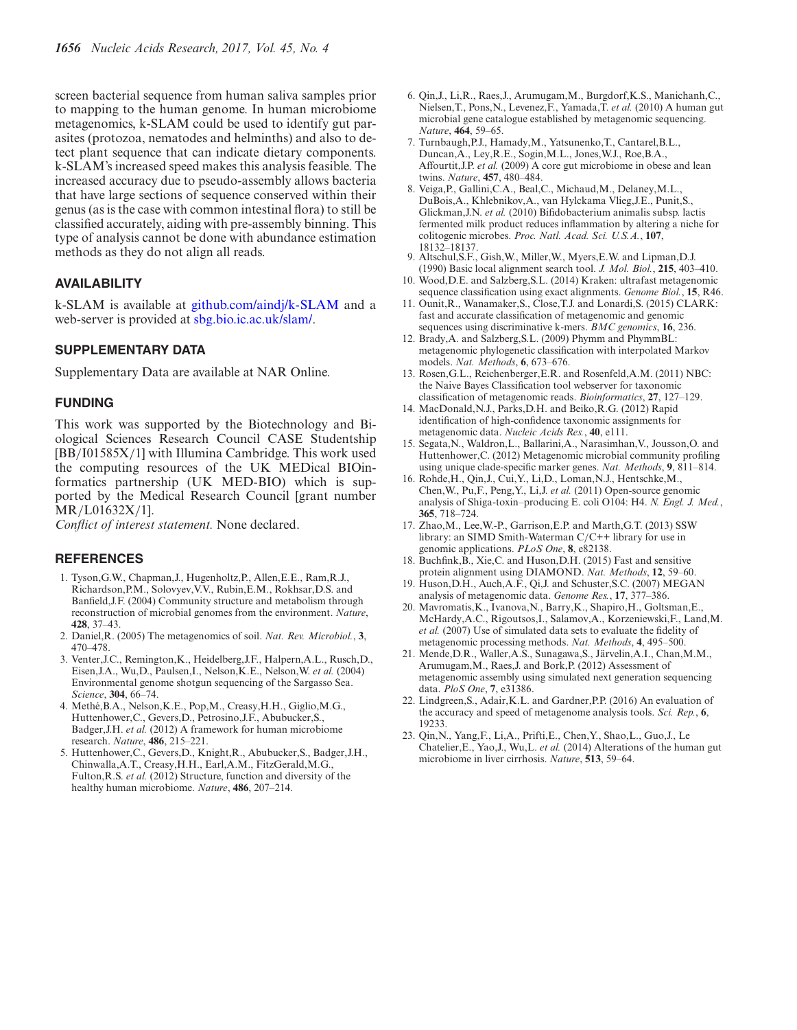screen bacterial sequence from human saliva samples prior to mapping to the human genome. In human microbiome metagenomics, k-SLAM could be used to identify gut parasites (protozoa, nematodes and helminths) and also to detect plant sequence that can indicate dietary components. k-SLAM's increased speed makes this analysis feasible. The increased accuracy due to pseudo-assembly allows bacteria that have large sections of sequence conserved within their genus (as is the case with common intestinal flora) to still be classified accurately, aiding with pre-assembly binning. This type of analysis cannot be done with abundance estimation methods as they do not align all reads.

## AVAILABILITY

k-SLAM is available at github.com/aindj/k-SLAM and a web-server is provided at sbg.bio.ic.ac.uk/slam/.

## SUPPLEMENTARY DATA

Supplementary Data are available at NAR Online.

## FUNDING

This work was supported by the Biotechnology and Biological Sciences Research Council CASE Studentship [BB/I01585X/1] with Illumina Cambridge. This work used the computing resources of the UK MEDical BIOinformatics partnership (UK MED-BIO) which is supported by the Medical Research Council [grant number MR/L01632X/1].

*Conflict of interest statement.* None declared.

## REFERENCES

1. Tyson,G.W., Chapman,J., Hugenholtz,P., Allen,E.E., Ram,R.J., Richardson,P.M., Solovyev,V.V., Rubin,E.M., Rokhsar,D.S. and Banfield,J.F. (2004) Community structure and metabolism through reconstruction of microbial genomes from the environment. *Nature*, **428**, 37–43.
2. Daniel,R. (2005) The metagenomics of soil. *Nat. Rev. Microbiol.*, **3**, 470–478.
3. Venter,J.C., Remington,K., Heidelberg,J.F., Halpern,A.L., Rusch,D., Eisen,J.A., Wu,D., Paulsen,I., Nelson,K.E., Nelson,W. *et al.* (2004) Environmental genome shotgun sequencing of the Sargasso Sea. *Science*, **304**, 66–74.
4. Methé,B.A., Nelson,K.E., Pop,M., Creasy,H.H., Giglio,M.G., Huttenhower,C., Gevers,D., Petrosino,J.F., Abubucker,S., Badger,J.H. *et al.* (2012) A framework for human microbiome research. *Nature*, **486**, 215–221.
5. Huttenhower,C., Gevers,D., Knight,R., Abubucker,S., Badger,J.H., Chinwalla,A.T., Creasy,H.H., Earl,A.M., FitzGerald,M.G., Fulton,R.S. *et al.* (2012) Structure, function and diversity of the healthy human microbiome. *Nature*, **486**, 207–214.
6. Qin,J., Li,R., Raes,J., Arumugam,M., Burgdorf,K.S., Manichanh,C., Nielsen,T., Pons,N., Levenez,F., Yamada,T. *et al.* (2010) A human gut microbial gene catalogue established by metagenomic sequencing. *Nature*, **464**, 59–65.
7. Turnbaugh,P.J., Hamady,M., Yatsunenko,T., Cantarel,B.L., Duncan,A., Ley,R.E., Sogin,M.L., Jones,W.J., Roe,B.A., Affourtit,J.P. *et al.* (2009) A core gut microbiome in obese and lean twins. *Nature*, **457**, 480–484.
8. Veiga,P., Gallini,C.A., Beal,C., Michaud,M., Delaney,M.L., DuBois,A., Khlebnikov,A., van Hylckama Vlieg,J.E., Punit,S., Glickman,J.N. *et al.* (2010) Bifidobacterium animalis subsp. lactis fermented milk product reduces inflammation by altering a niche for colitogenic microbes. *Proc. Natl. Acad. Sci. U.S.A.*, **107**, 18132–18137.
9. Altschul,S.F., Gish,W., Miller,W., Myers,E.W. and Lipman,D.J. (1990) Basic local alignment search tool. *J. Mol. Biol.*, **215**, 403–410.
10. Wood,D.E. and Salzberg,S.L. (2014) Kraken: ultrafast metagenomic sequence classification using exact alignments. *Genome Biol.*, **15**, R46.
11. Ounit,R., Wanamaker,S., Close,T.J. and Lonardi,S. (2015) CLARK: fast and accurate classification of metagenomic and genomic sequences using discriminative k-mers. *BMC genomics*, **16**, 236.
12. Brady,A. and Salzberg,S.L. (2009) Phymm and PhymmBL: metagenomic phylogenetic classification with interpolated Markov models. *Nat. Methods*, **6**, 673–676.
13. Rosen,G.L., Reichenberger,E.R. and Rosenfeld,A.M. (2011) NBC: the Naive Bayes Classification tool webserver for taxonomic classification of metagenomic reads. *Bioinformatics*, **27**, 127–129.
14. MacDonald,N.J., Parks,D.H. and Beiko,R.G. (2012) Rapid identification of high-confidence taxonomic assignments for metagenomic data. *Nucleic Acids Res.*, **40**, e111.
15. Segata,N., Waldron,L., Ballarini,A., Narasimhan,V., Jousson,O. and Huttenhower,C. (2012) Metagenomic microbial community profiling using unique clade-specific marker genes. *Nat. Methods*, **9**, 811–814.
16. Rohde,H., Qin,J., Cui,Y., Li,D., Loman,N.J., Hentschke,M., Chen,W., Pu,F., Peng,Y., Li,J. *et al.* (2011) Open-source genomic analysis of Shiga-toxin–producing E. coli O104: H4. *N. Engl. J. Med.*, **365**, 718–724.
17. Zhao,M., Lee,W.-P., Garrison,E.P. and Marth,G.T. (2013) SSW library: an SIMD Smith-Waterman C/C++ library for use in genomic applications. *PLoS One*, **8**, e82138.
18. Buchfink,B., Xie,C. and Huson,D.H. (2015) Fast and sensitive protein alignment using DIAMOND. *Nat. Methods*, **12**, 59–60.
19. Huson,D.H., Auch,A.F., Qi,J. and Schuster,S.C. (2007) MEGAN analysis of metagenomic data. *Genome Res.*, **17**, 377–386.
20. Mavromatis,K., Ivanova,N., Barry,K., Shapiro,H., Goltsman,E., McHardy,A.C., Rigoutsos,I., Salamov,A., Korzeniewski,F., Land,M. *et al.* (2007) Use of simulated data sets to evaluate the fidelity of metagenomic processing methods. *Nat. Methods*, **4**, 495–500.
21. Mende,D.R., Waller,A.S., Sunagawa,S., Järvelin,A.I., Chan,M.M., Arumugam,M., Raes,J. and Bork,P. (2012) Assessment of metagenomic assembly using simulated next generation sequencing data. *PloS One*, **7**, e31386.
22. Lindgreen,S., Adair,K.L. and Gardner,P.P. (2016) An evaluation of the accuracy and speed of metagenome analysis tools. *Sci. Rep.*, **6**, 19233.
23. Qin,N., Yang,F., Li,A., Prifti,E., Chen,Y., Shao,L., Guo,J., Le Chatelier,E., Yao,J., Wu,L. *et al.* (2014) Alterations of the human gut microbiome in liver cirrhosis. *Nature*, **513**, 59–64.